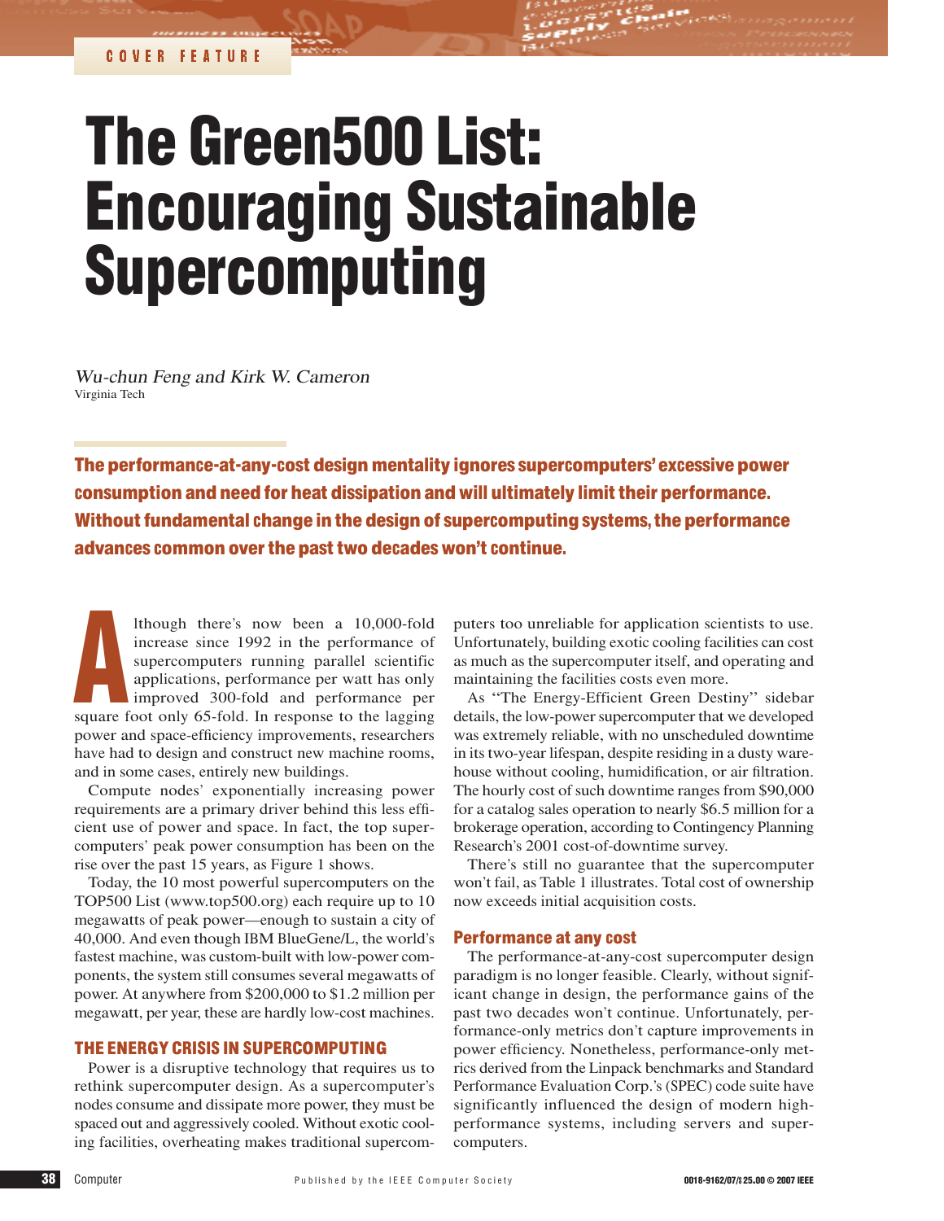COVER FEATURE

# The Green500 List: Encouraging Sustainable Supercomputing

*Wu-chun Feng and Kirk W. Cameron*
Virginia Tech

**The performance-at-any-cost design mentality ignores supercomputers' excessive power consumption and need for heat dissipation and will ultimately limit their performance. Without fundamental change in the design of supercomputing systems, the performance advances common over the past two decades won't continue.**

Although there's now been a 10,000-fold increase since 1992 in the performance of supercomputers running parallel scientific applications, performance per watt has only improved 300-fold and performance per square foot only 65-fold. In response to the lagging power and space-efficiency improvements, researchers have had to design and construct new machine rooms, and in some cases, entirely new buildings.

Compute nodes' exponentially increasing power requirements are a primary driver behind this less efficient use of power and space. In fact, the top supercomputers' peak power consumption has been on the rise over the past 15 years, as Figure 1 shows.

Today, the 10 most powerful supercomputers on the TOP500 List (www.top500.org) each require up to 10 megawatts of peak power—enough to sustain a city of 40,000. And even though IBM BlueGene/L, the world's fastest machine, was custom-built with low-power components, the system still consumes several megawatts of power. At anywhere from $200,000 to $1.2 million per megawatt, per year, these are hardly low-cost machines.

## THE ENERGY CRISIS IN SUPERCOMPUTING

Power is a disruptive technology that requires us to rethink supercomputer design. As a supercomputer's nodes consume and dissipate more power, they must be spaced out and aggressively cooled. Without exotic cooling facilities, overheating makes traditional supercomputers too unreliable for application scientists to use. Unfortunately, building exotic cooling facilities can cost as much as the supercomputer itself, and operating and maintaining the facilities costs even more.

As "The Energy-Efficient Green Destiny" sidebar details, the low-power supercomputer that we developed was extremely reliable, with no unscheduled downtime in its two-year lifespan, despite residing in a dusty warehouse without cooling, humidification, or air filtration. The hourly cost of such downtime ranges from $90,000 for a catalog sales operation to nearly $6.5 million for a brokerage operation, according to Contingency Planning Research's 2001 cost-of-downtime survey.

There's still no guarantee that the supercomputer won't fail, as Table 1 illustrates. Total cost of ownership now exceeds initial acquisition costs.

### Performance at any cost

The performance-at-any-cost supercomputer design paradigm is no longer feasible. Clearly, without significant change in design, the performance gains of the past two decades won't continue. Unfortunately, performance-only metrics don't capture improvements in power efficiency. Nonetheless, performance-only metrics derived from the Linpack benchmarks and Standard Performance Evaluation Corp.'s (SPEC) code suite have significantly influenced the design of modern high-performance systems, including servers and supercomputers.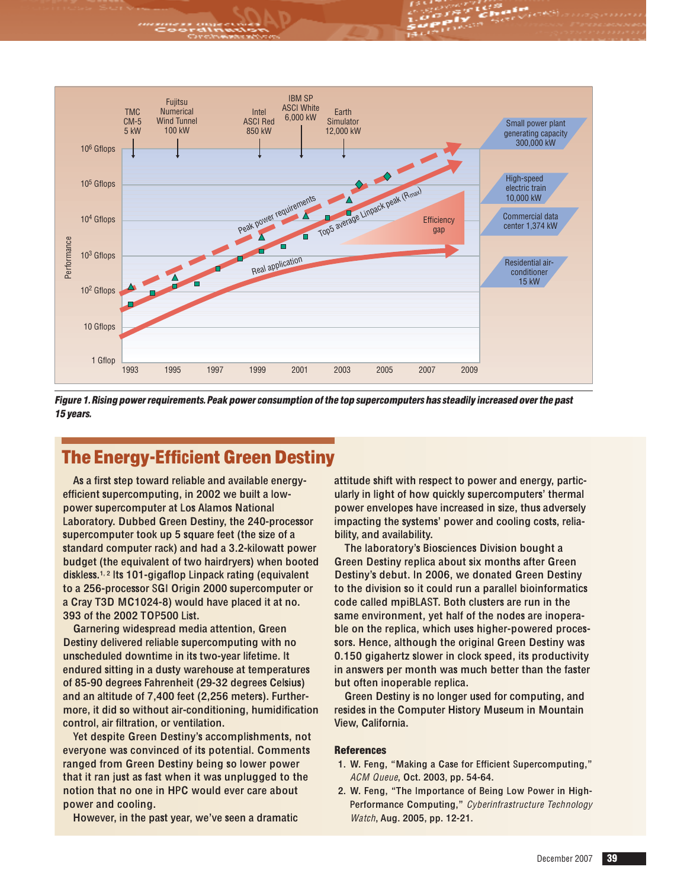Figure 1. Rising power requirements. Peak power consumption of the top supercomputers has steadily increased over the past 15 years.

## The Energy-Efficient Green Destiny

As a first step toward reliable and available energy-efficient supercomputing, in 2002 we built a low-power supercomputer at Los Alamos National Laboratory. Dubbed Green Destiny, the 240-processor supercomputer took up 5 square feet (the size of a standard computer rack) and had a 3.2-kilowatt power budget (the equivalent of two hairdryers) when booted diskless.[1,2] Its 101-gigaflop Linpack rating (equivalent to a 256-processor SGI Origin 2000 supercomputer or a Cray T3D MC1024-8) would have placed it at no. 393 of the 2002 TOP500 List.

Garnering widespread media attention, Green Destiny delivered reliable supercomputing with no unscheduled downtime in its two-year lifetime. It endured sitting in a dusty warehouse at temperatures of 85-90 degrees Fahrenheit (29-32 degrees Celsius) and an altitude of 7,400 feet (2,256 meters). Furthermore, it did so without air-conditioning, humidification control, air filtration, or ventilation.

Yet despite Green Destiny's accomplishments, not everyone was convinced of its potential. Comments ranged from Green Destiny being so lower power that it ran just as fast when it was unplugged to the notion that no one in HPC would ever care about power and cooling.

However, in the past year, we've seen a dramatic attitude shift with respect to power and energy, particularly in light of how quickly supercomputers' thermal power envelopes have increased in size, thus adversely impacting the systems' power and cooling costs, reliability, and availability.

The laboratory's Biosciences Division bought a Green Destiny replica about six months after Green Destiny's debut. In 2006, we donated Green Destiny to the division so it could run a parallel bioinformatics code called mpiBLAST. Both clusters are run in the same environment, yet half of the nodes are inoperable on the replica, which uses higher-powered processors. Hence, although the original Green Destiny was 0.150 gigahertz slower in clock speed, its productivity in answers per month was much better than the faster but often inoperable replica.

Green Destiny is no longer used for computing, and resides in the Computer History Museum in Mountain View, California.

### References

1. W. Feng, "Making a Case for Efficient Supercomputing," *ACM Queue*, Oct. 2003, pp. 54-64.
2. W. Feng, "The Importance of Being Low Power in High-Performance Computing," *Cyberinfrastructure Technology Watch*, Aug. 2005, pp. 12-21.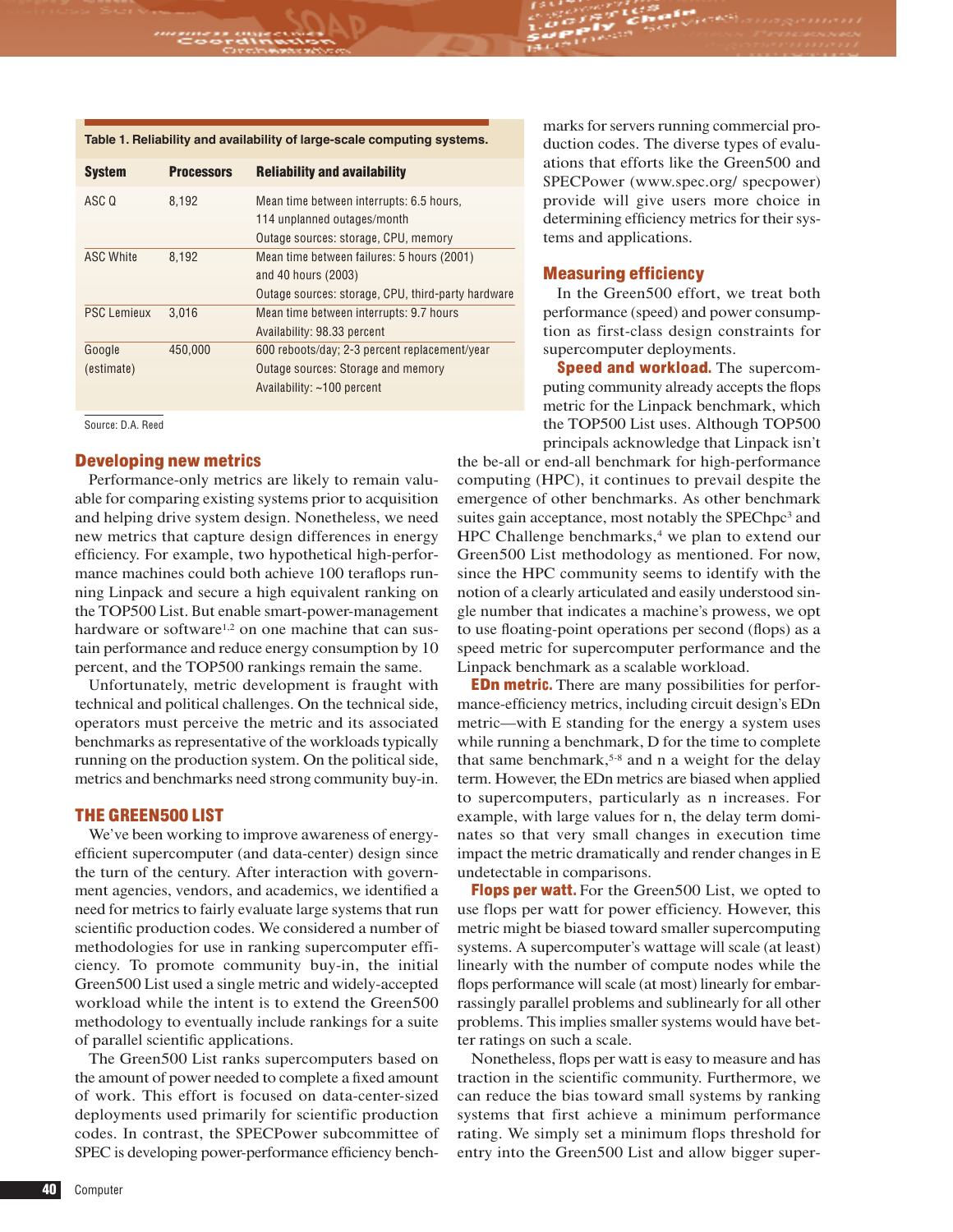**Table 1. Reliability and availability of large-scale computing systems.**

| System | Processors | Reliability and availability |
| --- | --- | --- |
| ASC Q | 8,192 | Mean time between interrupts: 6.5 hours, 114 unplanned outages/month Outage sources: storage, CPU, memory |
| ASC White | 8,192 | Mean time between failures: 5 hours (2001) and 40 hours (2003) Outage sources: storage, CPU, third-party hardware |
| PSC Lemieux | 3,016 | Mean time between interrupts: 9.7 hours Availability: 98.33 percent |
| Google (estimate) | 450,000 | 600 reboots/day; 2-3 percent replacement/year Outage sources: Storage and memory Availability: ~100 percent |

Source: D.A. Reed

## Developing new metrics

Performance-only metrics are likely to remain valuable for comparing existing systems prior to acquisition and helping drive system design. Nonetheless, we need new metrics that capture design differences in energy efficiency. For example, two hypothetical high-performance machines could both achieve 100 teraflops running Linpack and secure a high equivalent ranking on the TOP500 List. But enable smart-power-management hardware or software[1,2] on one machine that can sustain performance and reduce energy consumption by 10 percent, and the TOP500 rankings remain the same.

Unfortunately, metric development is fraught with technical and political challenges. On the technical side, operators must perceive the metric and its associated benchmarks as representative of the workloads typically running on the production system. On the political side, metrics and benchmarks need strong community buy-in.

## THE GREEN500 LIST

We've been working to improve awareness of energy-efficient supercomputer (and data-center) design since the turn of the century. After interaction with government agencies, vendors, and academics, we identified a need for metrics to fairly evaluate large systems that run scientific production codes. We considered a number of methodologies for use in ranking supercomputer efficiency. To promote community buy-in, the initial Green500 List used a single metric and widely-accepted workload while the intent is to extend the Green500 methodology to eventually include rankings for a suite of parallel scientific applications.

The Green500 List ranks supercomputers based on the amount of power needed to complete a fixed amount of work. This effort is focused on data-center-sized deployments used primarily for scientific production codes. In contrast, the SPECPower subcommittee of SPEC is developing power-performance efficiency benchmarks for servers running commercial production codes. The diverse types of evaluations that efforts like the Green500 and SPECPower (www.spec.org/ specpower) provide will give users more choice in determining efficiency metrics for their systems and applications.

## Measuring efficiency

In the Green500 effort, we treat both performance (speed) and power consumption as first-class design constraints for supercomputer deployments.

**Speed and workload.** The supercomputing community already accepts the flops metric for the Linpack benchmark, which the TOP500 List uses. Although TOP500 principals acknowledge that Linpack isn't the be-all or end-all benchmark for high-performance computing (HPC), it continues to prevail despite the emergence of other benchmarks. As other benchmark suites gain acceptance, most notably the SPEChpc[3] and HPC Challenge benchmarks,[4] we plan to extend our Green500 List methodology as mentioned. For now, since the HPC community seems to identify with the notion of a clearly articulated and easily understood single number that indicates a machine's prowess, we opt to use floating-point operations per second (flops) as a speed metric for supercomputer performance and the Linpack benchmark as a scalable workload.

**EDn metric.** There are many possibilities for performance-efficiency metrics, including circuit design's EDn metric—with E standing for the energy a system uses while running a benchmark, D for the time to complete that same benchmark,[5-8] and n a weight for the delay term. However, the EDn metrics are biased when applied to supercomputers, particularly as n increases. For example, with large values for n, the delay term dominates so that very small changes in execution time impact the metric dramatically and render changes in E undetectable in comparisons.

**Flops per watt.** For the Green500 List, we opted to use flops per watt for power efficiency. However, this metric might be biased toward smaller supercomputing systems. A supercomputer's wattage will scale (at least) linearly with the number of compute nodes while the flops performance will scale (at most) linearly for embarrassingly parallel problems and sublinearly for all other problems. This implies smaller systems would have better ratings on such a scale.

Nonetheless, flops per watt is easy to measure and has traction in the scientific community. Furthermore, we can reduce the bias toward small systems by ranking systems that first achieve a minimum performance rating. We simply set a minimum flops threshold for entry into the Green500 List and allow bigger super-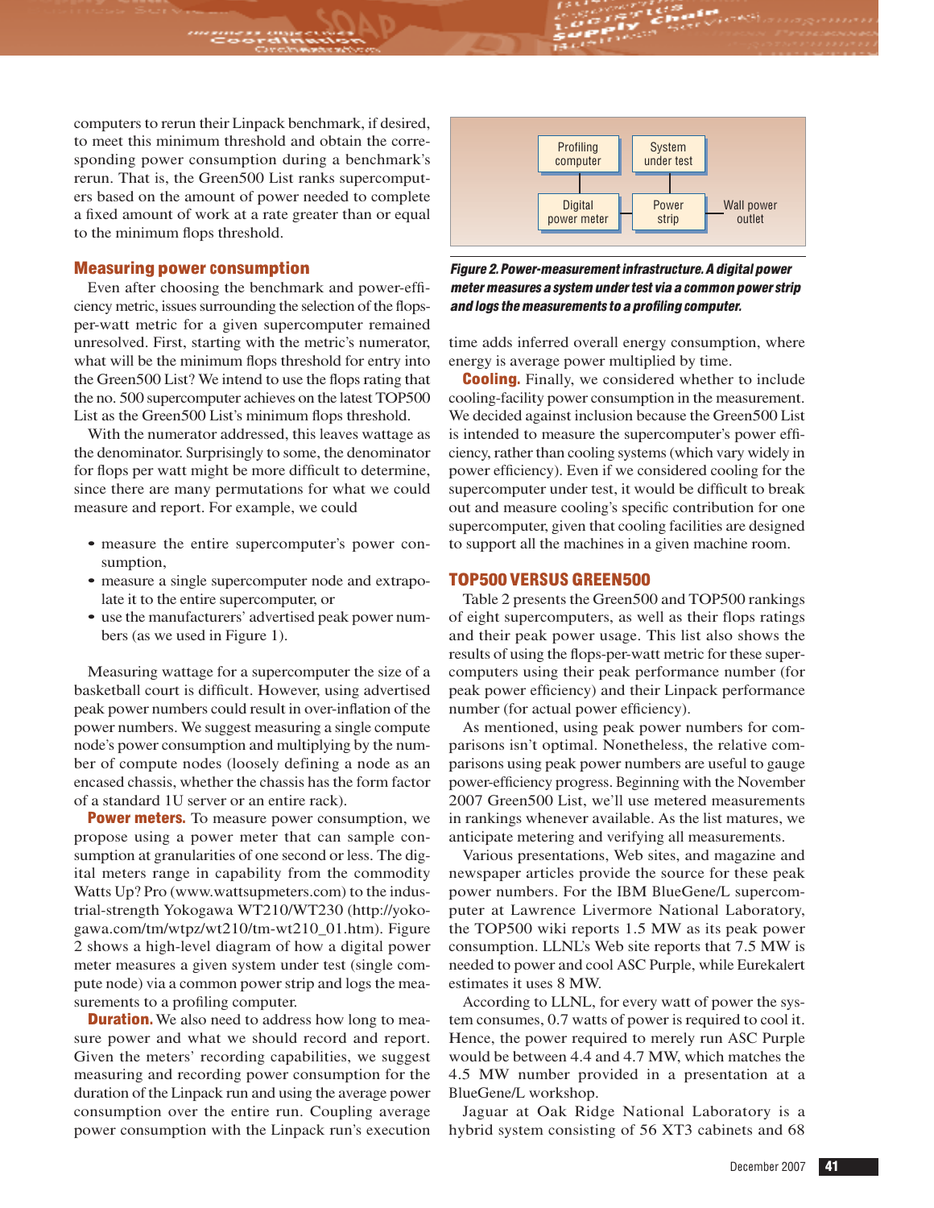computers to rerun their Linpack benchmark, if desired, to meet this minimum threshold and obtain the corresponding power consumption during a benchmark's rerun. That is, the Green500 List ranks supercomputers based on the amount of power needed to complete a fixed amount of work at a rate greater than or equal to the minimum flops threshold.

### Measuring power consumption

Even after choosing the benchmark and power-efficiency metric, issues surrounding the selection of the flops-per-watt metric for a given supercomputer remained unresolved. First, starting with the metric's numerator, what will be the minimum flops threshold for entry into the Green500 List? We intend to use the flops rating that the no. 500 supercomputer achieves on the latest TOP500 List as the Green500 List's minimum flops threshold.

With the numerator addressed, this leaves wattage as the denominator. Surprisingly to some, the denominator for flops per watt might be more difficult to determine, since there are many permutations for what we could measure and report. For example, we could

- measure the entire supercomputer's power consumption,
- measure a single supercomputer node and extrapolate it to the entire supercomputer, or
- use the manufacturers' advertised peak power numbers (as we used in Figure 1).

Measuring wattage for a supercomputer the size of a basketball court is difficult. However, using advertised peak power numbers could result in over-inflation of the power numbers. We suggest measuring a single compute node's power consumption and multiplying by the number of compute nodes (loosely defining a node as an encased chassis, whether the chassis has the form factor of a standard 1U server or an entire rack).

**Power meters.** To measure power consumption, we propose using a power meter that can sample consumption at granularities of one second or less. The digital meters range in capability from the commodity Watts Up? Pro (www.wattsupmeters.com) to the industrial-strength Yokogawa WT210/WT230 (http://yokogawa.com/tm/wtpz/wt210/tm-wt210_01.htm). Figure 2 shows a high-level diagram of how a digital power meter measures a given system under test (single compute node) via a common power strip and logs the measurements to a profiling computer.

**Duration.** We also need to address how long to measure power and what we should record and report. Given the meters' recording capabilities, we suggest measuring and recording power consumption for the duration of the Linpack run and using the average power consumption over the entire run. Coupling average power consumption with the Linpack run's execution time adds inferred overall energy consumption, where energy is average power multiplied by time.

*Figure 2. Power-measurement infrastructure. A digital power meter measures a system under test via a common power strip and logs the measurements to a profiling computer.*

**Cooling.** Finally, we considered whether to include cooling-facility power consumption in the measurement. We decided against inclusion because the Green500 List is intended to measure the supercomputer's power efficiency, rather than cooling systems (which vary widely in power efficiency). Even if we considered cooling for the supercomputer under test, it would be difficult to break out and measure cooling's specific contribution for one supercomputer, given that cooling facilities are designed to support all the machines in a given machine room.

## TOP500 VERSUS GREEN500

Table 2 presents the Green500 and TOP500 rankings of eight supercomputers, as well as their flops ratings and their peak power usage. This list also shows the results of using the flops-per-watt metric for these supercomputers using their peak performance number (for peak power efficiency) and their Linpack performance number (for actual power efficiency).

As mentioned, using peak power numbers for comparisons isn't optimal. Nonetheless, the relative comparisons using peak power numbers are useful to gauge power-efficiency progress. Beginning with the November 2007 Green500 List, we'll use metered measurements in rankings whenever available. As the list matures, we anticipate metering and verifying all measurements.

Various presentations, Web sites, and magazine and newspaper articles provide the source for these peak power numbers. For the IBM BlueGene/L supercomputer at Lawrence Livermore National Laboratory, the TOP500 wiki reports 1.5 MW as its peak power consumption. LLNL's Web site reports that 7.5 MW is needed to power and cool ASC Purple, while Eurekalert estimates it uses 8 MW.

According to LLNL, for every watt of power the system consumes, 0.7 watts of power is required to cool it. Hence, the power required to merely run ASC Purple would be between 4.4 and 4.7 MW, which matches the 4.5 MW number provided in a presentation at a BlueGene/L workshop.

Jaguar at Oak Ridge National Laboratory is a hybrid system consisting of 56 XT3 cabinets and 68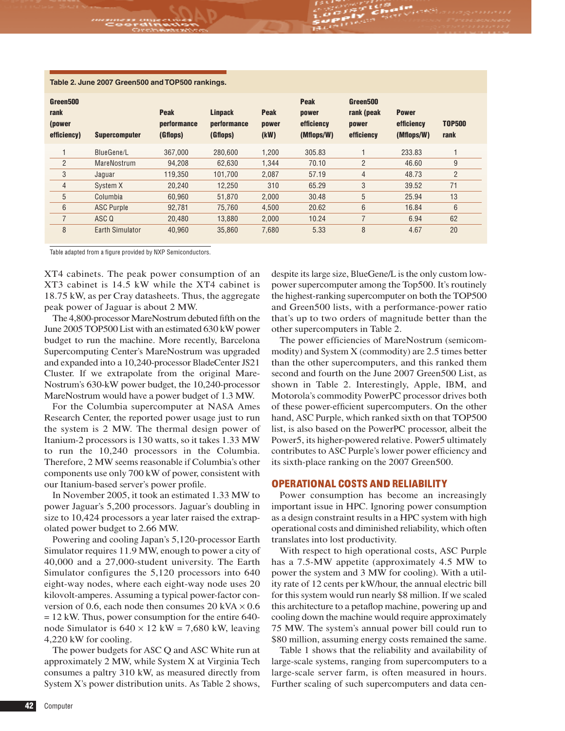**Table 2. June 2007 Green500 and TOP500 rankings.**

| Green500 rank (power efficiency) | Supercomputer | Peak performance (Gflops) | Linpack performance (Gflops) | Peak power (kW) | Peak power efficiency (Mflops/W) | Green500 rank (peak power efficiency | Power efficiency (Mflops/W) | TOP500 rank |
|---|---|---|---|---|---|---|---|---|
| 1 | BlueGene/L | 367,000 | 280,600 | 1,200 | 305.83 | 1 | 233.83 | 1 |
| 2 | MareNostrum | 94,208 | 62,630 | 1,344 | 70.10 | 2 | 46.60 | 9 |
| 3 | Jaguar | 119,350 | 101,700 | 2,087 | 57.19 | 4 | 48.73 | 2 |
| 4 | System X | 20,240 | 12,250 | 310 | 65.29 | 3 | 39.52 | 71 |
| 5 | Columbia | 60,960 | 51,870 | 2,000 | 30.48 | 5 | 25.94 | 13 |
| 6 | ASC Purple | 92,781 | 75,760 | 4,500 | 20.62 | 6 | 16.84 | 6 |
| 7 | ASC Q | 20,480 | 13,880 | 2,000 | 10.24 | 7 | 6.94 | 62 |
| 8 | Earth Simulator | 40,960 | 35,860 | 7,680 | 5.33 | 8 | 4.67 | 20 |

Table adapted from a figure provided by NXP Semiconductors.

XT4 cabinets. The peak power consumption of an XT3 cabinet is 14.5 kW while the XT4 cabinet is 18.75 kW, as per Cray datasheets. Thus, the aggregate peak power of Jaguar is about 2 MW.

The 4,800-processor MareNostrum debuted fifth on the June 2005 TOP500 List with an estimated 630 kW power budget to run the machine. More recently, Barcelona Supercomputing Center's MareNostrum was upgraded and expanded into a 10,240-processor BladeCenter JS21 Cluster. If we extrapolate from the original MareNostrum's 630-kW power budget, the 10,240-processor MareNostrum would have a power budget of 1.3 MW.

For the Columbia supercomputer at NASA Ames Research Center, the reported power usage just to run the system is 2 MW. The thermal design power of Itanium-2 processors is 130 watts, so it takes 1.33 MW to run the 10,240 processors in the Columbia. Therefore, 2 MW seems reasonable if Columbia's other components use only 700 kW of power, consistent with our Itanium-based server's power profile.

In November 2005, it took an estimated 1.33 MW to power Jaguar's 5,200 processors. Jaguar's doubling in size to 10,424 processors a year later raised the extrapolated power budget to 2.66 MW.

Powering and cooling Japan's 5,120-processor Earth Simulator requires 11.9 MW, enough to power a city of 40,000 and a 27,000-student university. The Earth Simulator configures the 5,120 processors into 640 eight-way nodes, where each eight-way node uses 20 kilovolt-amperes. Assuming a typical power-factor conversion of 0.6, each node then consumes 20 kVA $\times$ 0.6 = 12 kW. Thus, power consumption for the entire 640-node Simulator is 640 $\times$ 12 kW = 7,680 kW, leaving 4,220 kW for cooling.

The power budgets for ASC Q and ASC White run at approximately 2 MW, while System X at Virginia Tech consumes a paltry 310 kW, as measured directly from System X's power distribution units. As Table 2 shows, despite its large size, BlueGene/L is the only custom low-power supercomputer among the Top500. It's routinely the highest-ranking supercomputer on both the TOP500 and Green500 lists, with a performance-power ratio that's up to two orders of magnitude better than the other supercomputers in Table 2.

The power efficiencies of MareNostrum (semicommodity) and System X (commodity) are 2.5 times better than the other supercomputers, and this ranked them second and fourth on the June 2007 Green500 List, as shown in Table 2. Interestingly, Apple, IBM, and Motorola's commodity PowerPC processor drives both of these power-efficient supercomputers. On the other hand, ASC Purple, which ranked sixth on that TOP500 list, is also based on the PowerPC processor, albeit the Power5, its higher-powered relative. Power5 ultimately contributes to ASC Purple's lower power efficiency and its sixth-place ranking on the 2007 Green500.

## OPERATIONAL COSTS AND RELIABILITY

Power consumption has become an increasingly important issue in HPC. Ignoring power consumption as a design constraint results in a HPC system with high operational costs and diminished reliability, which often translates into lost productivity.

With respect to high operational costs, ASC Purple has a 7.5-MW appetite (approximately 4.5 MW to power the system and 3 MW for cooling). With a utility rate of 12 cents per kW/hour, the annual electric bill for this system would run nearly $8 million. If we scaled this architecture to a petaflop machine, powering up and cooling down the machine would require approximately 75 MW. The system's annual power bill could run to $80 million, assuming energy costs remained the same.

Table 1 shows that the reliability and availability of large-scale systems, ranging from supercomputers to a large-scale server farm, is often measured in hours. Further scaling of such supercomputers and data cen-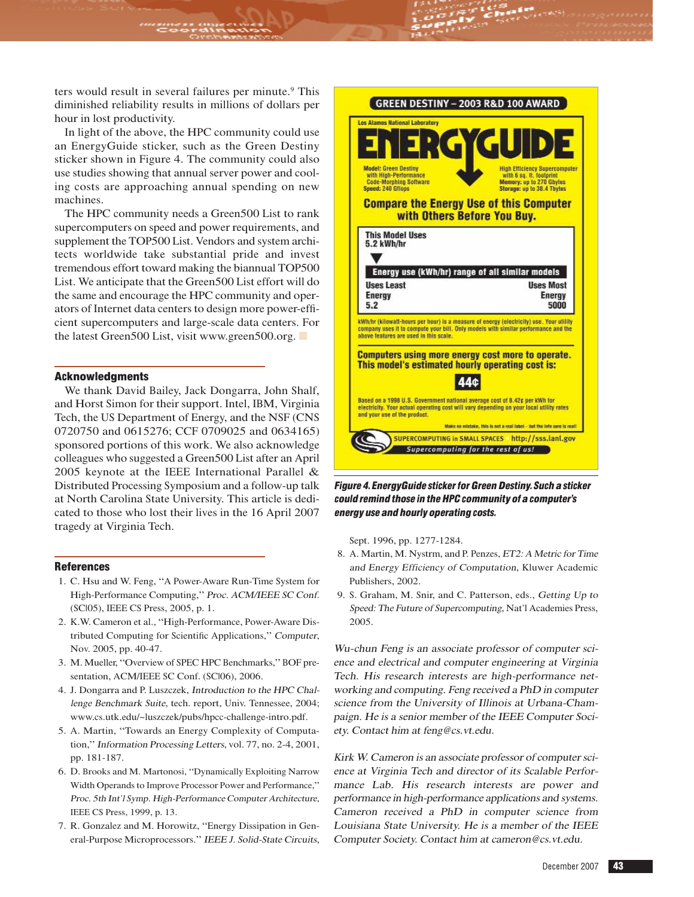ters would result in several failures per minute.[9] This diminished reliability results in millions of dollars per hour in lost productivity.

In light of the above, the HPC community could use an EnergyGuide sticker, such as the Green Destiny sticker shown in Figure 4. The community could also use studies showing that annual server power and cooling costs are approaching annual spending on new machines.

The HPC community needs a Green500 List to rank supercomputers on speed and power requirements, and supplement the TOP500 List. Vendors and system architects worldwide take substantial pride and invest tremendous effort toward making the biannual TOP500 List. We anticipate that the Green500 List effort will do the same and encourage the HPC community and operators of Internet data centers to design more power-efficient supercomputers and large-scale data centers. For the latest Green500 List, visit www.green500.org.

GREEN DESTINY – 2003 R&D 100 AWARD

Los Alamos National Laboratory

ENERGYGUIDE

Model: Green Destiny with High-Performance Code-Morphing Software
Speed: 240 Gflops

High Efficiency Supercomputer with 6 sq. ft. footprint
Memory: up to 270 Gbytes
Storage: up to 38.4 Tbytes

Compare the Energy Use of this Computer with Others Before You Buy.

This Model Uses 5.2 kWh/hr

Energy use (kWh/hr) range of all similar models

Uses Least Energy 5.2 — Uses Most Energy 5000

kWh/hr (kilowatt-hours per hour) is a measure of energy (electricity) use. Your utility company uses it to compute your bill. Only models with similar performance and the above features are used in this scale.

Computers using more energy cost more to operate. This model's estimated hourly operating cost is:

44¢

Based on a 1998 U.S. Government national average cost of 8.42¢ per kWh for electricity. Your actual operating cost will vary depending on your local utility rates and your use of the product.

Make no mistake, this is not a real label – but the info sure is real!

SUPERCOMPUTING in SMALL SPACES http://sss.lanl.gov
Supercomputing for the rest of us!

**Figure 4. EnergyGuide sticker for Green Destiny. Such a sticker could remind those in the HPC community of a computer's energy use and hourly operating costs.**

## Acknowledgments

We thank David Bailey, Jack Dongarra, John Shalf, and Horst Simon for their support. Intel, IBM, Virginia Tech, the US Department of Energy, and the NSF (CNS 0720750 and 0615276; CCF 0709025 and 0634165) sponsored portions of this work. We also acknowledge colleagues who suggested a Green500 List after an April 2005 keynote at the IEEE International Parallel & Distributed Processing Symposium and a follow-up talk at North Carolina State University. This article is dedicated to those who lost their lives in the 16 April 2007 tragedy at Virginia Tech.

## References

1. C. Hsu and W. Feng, "A Power-Aware Run-Time System for High-Performance Computing," *Proc. ACM/IEEE SC Conf.* (SC|05), IEEE CS Press, 2005, p. 1.
2. K.W. Cameron et al., "High-Performance, Power-Aware Distributed Computing for Scientific Applications," *Computer*, Nov. 2005, pp. 40-47.
3. M. Mueller, "Overview of SPEC HPC Benchmarks," BOF presentation, ACM/IEEE SC Conf. (SC|06), 2006.
4. J. Dongarra and P. Luszczek, *Introduction to the HPC Challenge Benchmark Suite*, tech. report, Univ. Tennessee, 2004; www.cs.utk.edu/~luszczek/pubs/hpcc-challenge-intro.pdf.
5. A. Martin, "Towards an Energy Complexity of Computation," *Information Processing Letters*, vol. 77, no. 2-4, 2001, pp. 181-187.
6. D. Brooks and M. Martonosi, "Dynamically Exploiting Narrow Width Operands to Improve Processor Power and Performance," *Proc. 5th Int'l Symp. High-Performance Computer Architecture*, IEEE CS Press, 1999, p. 13.
7. R. Gonzalez and M. Horowitz, "Energy Dissipation in General-Purpose Microprocessors." *IEEE J. Solid-State Circuits*, Sept. 1996, pp. 1277-1284.
8. A. Martin, M. Nystrm, and P. Penzes, *ET2: A Metric for Time and Energy Efficiency of Computation*, Kluwer Academic Publishers, 2002.
9. S. Graham, M. Snir, and C. Patterson, eds., *Getting Up to Speed: The Future of Supercomputing*, Nat'l Academies Press, 2005.

*Wu-chun Feng is an associate professor of computer science and electrical and computer engineering at Virginia Tech. His research interests are high-performance networking and computing. Feng received a PhD in computer science from the University of Illinois at Urbana-Champaign. He is a senior member of the IEEE Computer Society. Contact him at feng@cs.vt.edu.*

*Kirk W. Cameron is an associate professor of computer science at Virginia Tech and director of its Scalable Performance Lab. His research interests are power and performance in high-performance applications and systems. Cameron received a PhD in computer science from Louisiana State University. He is a member of the IEEE Computer Society. Contact him at cameron@cs.vt.edu.*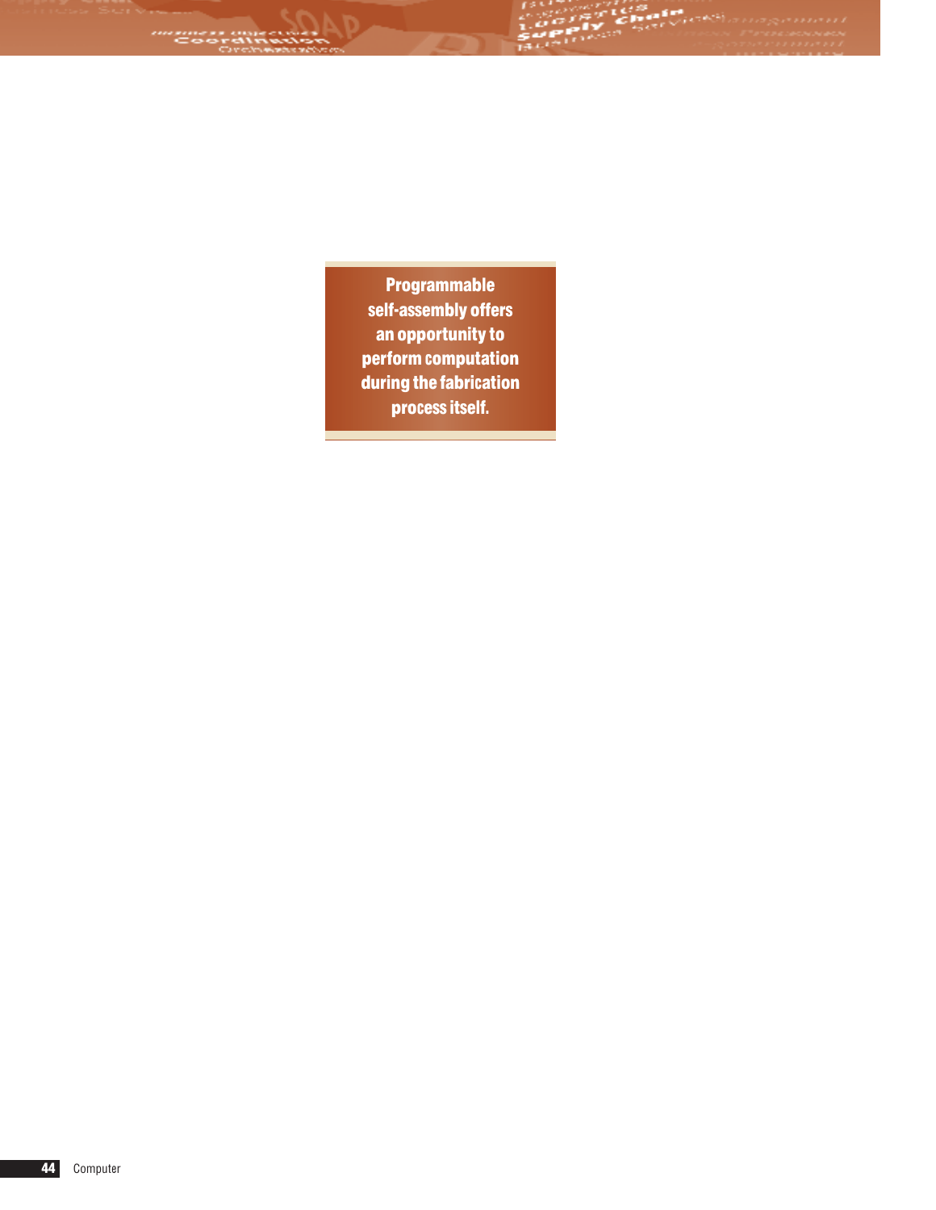**Programmable self-assembly offers an opportunity to perform computation during the fabrication process itself.**